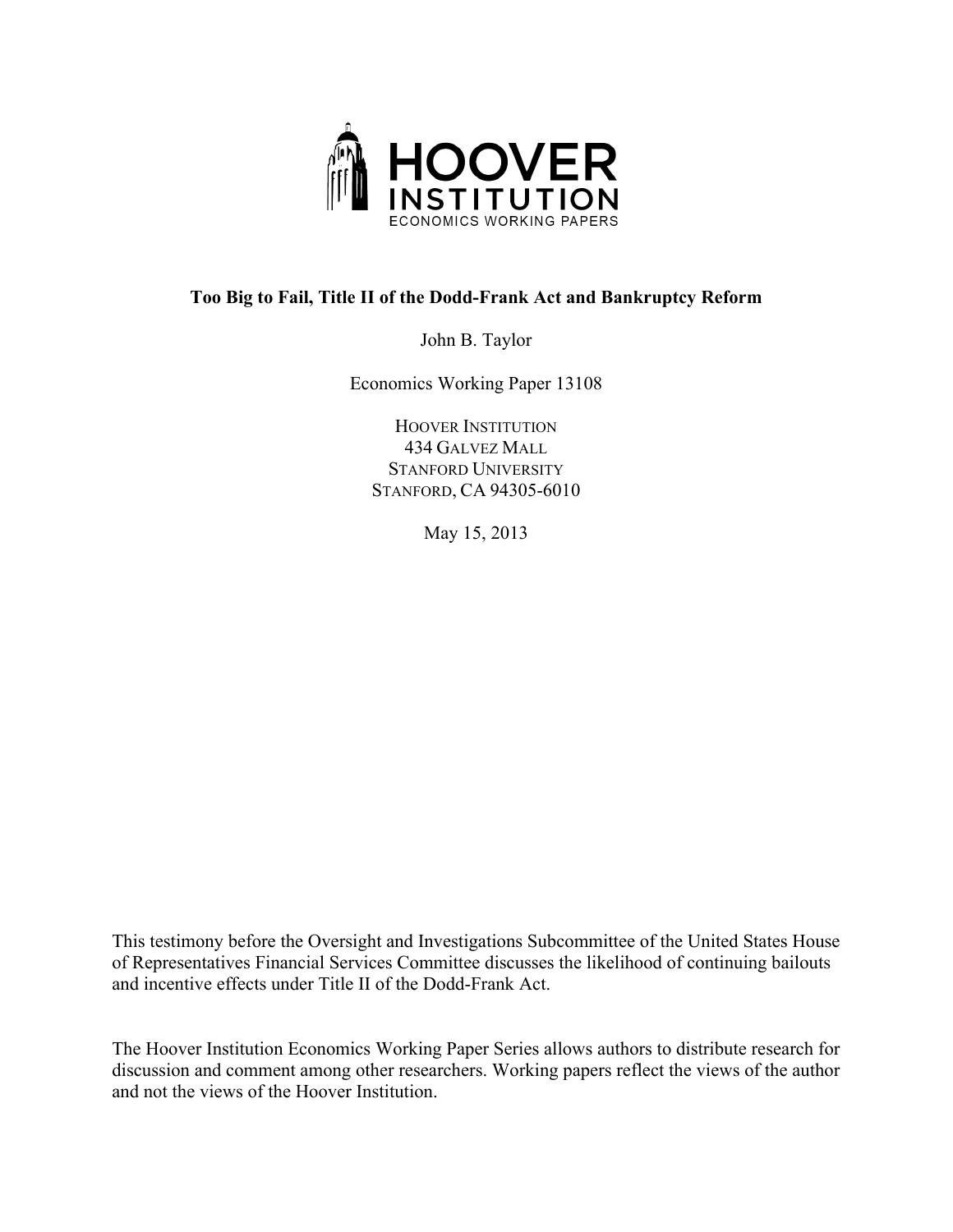HOOVER INSTITUTION

ECONOMICS WORKING PAPERS

**Too Big to Fail, Title II of the Dodd-Frank Act and Bankruptcy Reform**

John B. Taylor

Economics Working Paper 13108

HOOVER INSTITUTION
434 GALVEZ MALL
STANFORD UNIVERSITY
STANFORD, CA 94305-6010

May 15, 2013

This testimony before the Oversight and Investigations Subcommittee of the United States House of Representatives Financial Services Committee discusses the likelihood of continuing bailouts and incentive effects under Title II of the Dodd-Frank Act.

The Hoover Institution Economics Working Paper Series allows authors to distribute research for discussion and comment among other researchers. Working papers reflect the views of the author and not the views of the Hoover Institution.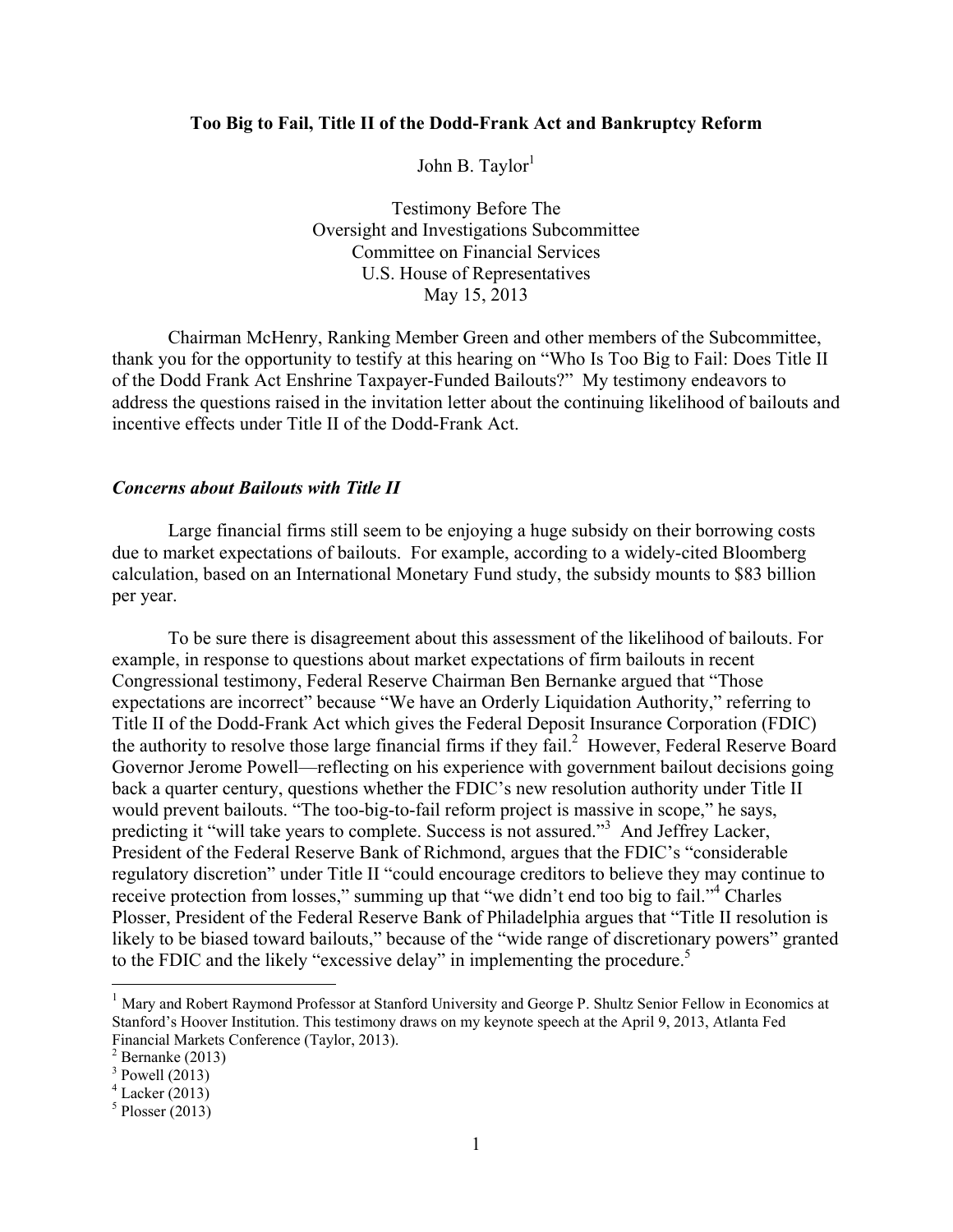**Too Big to Fail, Title II of the Dodd-Frank Act and Bankruptcy Reform**

John B. Taylor[1]

Testimony Before The
Oversight and Investigations Subcommittee
Committee on Financial Services
U.S. House of Representatives
May 15, 2013

Chairman McHenry, Ranking Member Green and other members of the Subcommittee, thank you for the opportunity to testify at this hearing on "Who Is Too Big to Fail: Does Title II of the Dodd Frank Act Enshrine Taxpayer-Funded Bailouts?" My testimony endeavors to address the questions raised in the invitation letter about the continuing likelihood of bailouts and incentive effects under Title II of the Dodd-Frank Act.

### *Concerns about Bailouts with Title II*

Large financial firms still seem to be enjoying a huge subsidy on their borrowing costs due to market expectations of bailouts. For example, according to a widely-cited Bloomberg calculation, based on an International Monetary Fund study, the subsidy mounts to $83 billion per year.

To be sure there is disagreement about this assessment of the likelihood of bailouts. For example, in response to questions about market expectations of firm bailouts in recent Congressional testimony, Federal Reserve Chairman Ben Bernanke argued that "Those expectations are incorrect" because "We have an Orderly Liquidation Authority," referring to Title II of the Dodd-Frank Act which gives the Federal Deposit Insurance Corporation (FDIC) the authority to resolve those large financial firms if they fail.[2] However, Federal Reserve Board Governor Jerome Powell—reflecting on his experience with government bailout decisions going back a quarter century, questions whether the FDIC's new resolution authority under Title II would prevent bailouts. "The too-big-to-fail reform project is massive in scope," he says, predicting it "will take years to complete. Success is not assured."[3] And Jeffrey Lacker, President of the Federal Reserve Bank of Richmond, argues that the FDIC's "considerable regulatory discretion" under Title II "could encourage creditors to believe they may continue to receive protection from losses," summing up that "we didn't end too big to fail."[4] Charles Plosser, President of the Federal Reserve Bank of Philadelphia argues that "Title II resolution is likely to be biased toward bailouts," because of the "wide range of discretionary powers" granted to the FDIC and the likely "excessive delay" in implementing the procedure.[5]

---

[1] Mary and Robert Raymond Professor at Stanford University and George P. Shultz Senior Fellow in Economics at Stanford's Hoover Institution. This testimony draws on my keynote speech at the April 9, 2013, Atlanta Fed Financial Markets Conference (Taylor, 2013).

[2] Bernanke (2013)

[3] Powell (2013)

[4] Lacker (2013)

[5] Plosser (2013)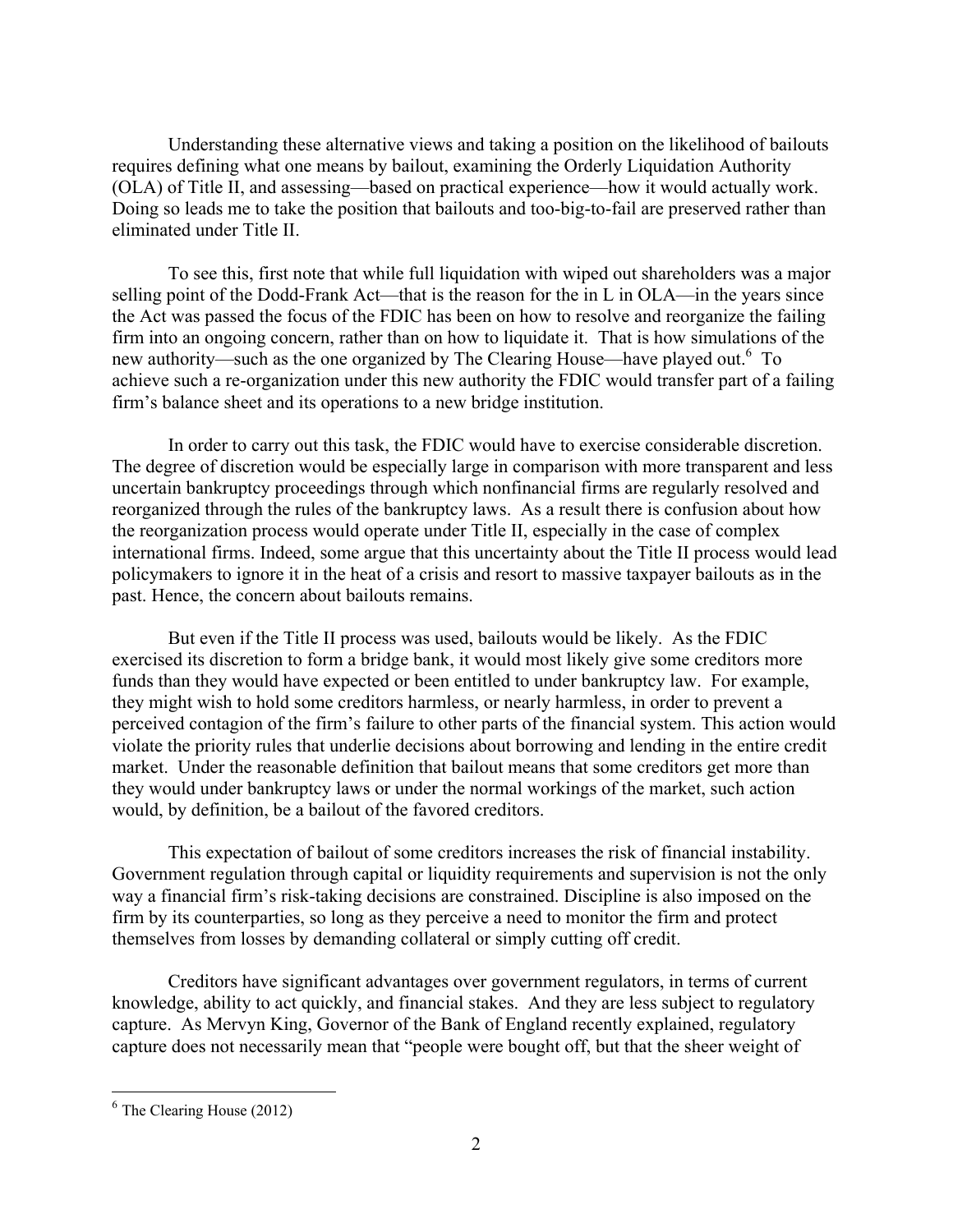Understanding these alternative views and taking a position on the likelihood of bailouts requires defining what one means by bailout, examining the Orderly Liquidation Authority (OLA) of Title II, and assessing—based on practical experience—how it would actually work. Doing so leads me to take the position that bailouts and too-big-to-fail are preserved rather than eliminated under Title II.

To see this, first note that while full liquidation with wiped out shareholders was a major selling point of the Dodd-Frank Act—that is the reason for the in L in OLA—in the years since the Act was passed the focus of the FDIC has been on how to resolve and reorganize the failing firm into an ongoing concern, rather than on how to liquidate it. That is how simulations of the new authority—such as the one organized by The Clearing House—have played out.[6] To achieve such a re-organization under this new authority the FDIC would transfer part of a failing firm's balance sheet and its operations to a new bridge institution.

In order to carry out this task, the FDIC would have to exercise considerable discretion. The degree of discretion would be especially large in comparison with more transparent and less uncertain bankruptcy proceedings through which nonfinancial firms are regularly resolved and reorganized through the rules of the bankruptcy laws. As a result there is confusion about how the reorganization process would operate under Title II, especially in the case of complex international firms. Indeed, some argue that this uncertainty about the Title II process would lead policymakers to ignore it in the heat of a crisis and resort to massive taxpayer bailouts as in the past. Hence, the concern about bailouts remains.

But even if the Title II process was used, bailouts would be likely. As the FDIC exercised its discretion to form a bridge bank, it would most likely give some creditors more funds than they would have expected or been entitled to under bankruptcy law. For example, they might wish to hold some creditors harmless, or nearly harmless, in order to prevent a perceived contagion of the firm's failure to other parts of the financial system. This action would violate the priority rules that underlie decisions about borrowing and lending in the entire credit market. Under the reasonable definition that bailout means that some creditors get more than they would under bankruptcy laws or under the normal workings of the market, such action would, by definition, be a bailout of the favored creditors.

This expectation of bailout of some creditors increases the risk of financial instability. Government regulation through capital or liquidity requirements and supervision is not the only way a financial firm's risk-taking decisions are constrained. Discipline is also imposed on the firm by its counterparties, so long as they perceive a need to monitor the firm and protect themselves from losses by demanding collateral or simply cutting off credit.

Creditors have significant advantages over government regulators, in terms of current knowledge, ability to act quickly, and financial stakes. And they are less subject to regulatory capture. As Mervyn King, Governor of the Bank of England recently explained, regulatory capture does not necessarily mean that "people were bought off, but that the sheer weight of

---

[6] The Clearing House (2012)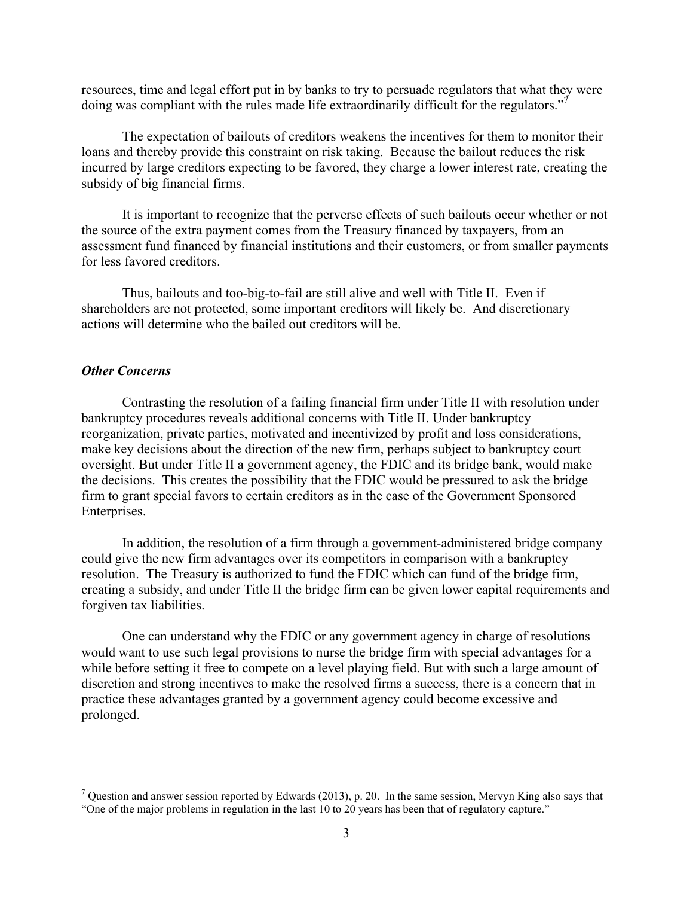resources, time and legal effort put in by banks to try to persuade regulators that what they were doing was compliant with the rules made life extraordinarily difficult for the regulators."[7]

The expectation of bailouts of creditors weakens the incentives for them to monitor their loans and thereby provide this constraint on risk taking. Because the bailout reduces the risk incurred by large creditors expecting to be favored, they charge a lower interest rate, creating the subsidy of big financial firms.

It is important to recognize that the perverse effects of such bailouts occur whether or not the source of the extra payment comes from the Treasury financed by taxpayers, from an assessment fund financed by financial institutions and their customers, or from smaller payments for less favored creditors.

Thus, bailouts and too-big-to-fail are still alive and well with Title II. Even if shareholders are not protected, some important creditors will likely be. And discretionary actions will determine who the bailed out creditors will be.

***Other Concerns***

Contrasting the resolution of a failing financial firm under Title II with resolution under bankruptcy procedures reveals additional concerns with Title II. Under bankruptcy reorganization, private parties, motivated and incentivized by profit and loss considerations, make key decisions about the direction of the new firm, perhaps subject to bankruptcy court oversight. But under Title II a government agency, the FDIC and its bridge bank, would make the decisions. This creates the possibility that the FDIC would be pressured to ask the bridge firm to grant special favors to certain creditors as in the case of the Government Sponsored Enterprises.

In addition, the resolution of a firm through a government-administered bridge company could give the new firm advantages over its competitors in comparison with a bankruptcy resolution. The Treasury is authorized to fund the FDIC which can fund of the bridge firm, creating a subsidy, and under Title II the bridge firm can be given lower capital requirements and forgiven tax liabilities.

One can understand why the FDIC or any government agency in charge of resolutions would want to use such legal provisions to nurse the bridge firm with special advantages for a while before setting it free to compete on a level playing field. But with such a large amount of discretion and strong incentives to make the resolved firms a success, there is a concern that in practice these advantages granted by a government agency could become excessive and prolonged.

---

[7] Question and answer session reported by Edwards (2013), p. 20. In the same session, Mervyn King also says that "One of the major problems in regulation in the last 10 to 20 years has been that of regulatory capture."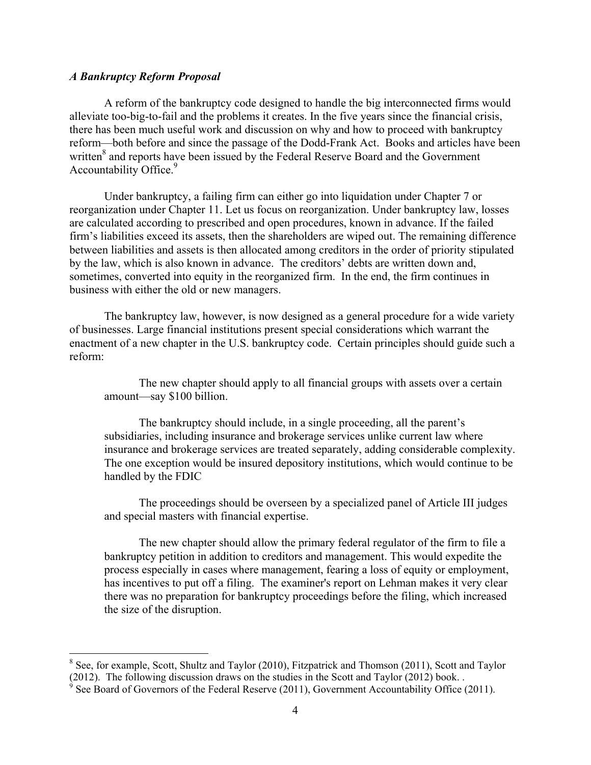### *A Bankruptcy Reform Proposal*

A reform of the bankruptcy code designed to handle the big interconnected firms would alleviate too-big-to-fail and the problems it creates. In the five years since the financial crisis, there has been much useful work and discussion on why and how to proceed with bankruptcy reform—both before and since the passage of the Dodd-Frank Act. Books and articles have been written[8] and reports have been issued by the Federal Reserve Board and the Government Accountability Office.[9]

Under bankruptcy, a failing firm can either go into liquidation under Chapter 7 or reorganization under Chapter 11. Let us focus on reorganization. Under bankruptcy law, losses are calculated according to prescribed and open procedures, known in advance. If the failed firm's liabilities exceed its assets, then the shareholders are wiped out. The remaining difference between liabilities and assets is then allocated among creditors in the order of priority stipulated by the law, which is also known in advance. The creditors' debts are written down and, sometimes, converted into equity in the reorganized firm. In the end, the firm continues in business with either the old or new managers.

The bankruptcy law, however, is now designed as a general procedure for a wide variety of businesses. Large financial institutions present special considerations which warrant the enactment of a new chapter in the U.S. bankruptcy code. Certain principles should guide such a reform:

> The new chapter should apply to all financial groups with assets over a certain amount—say \$100 billion.
>
> The bankruptcy should include, in a single proceeding, all the parent's subsidiaries, including insurance and brokerage services unlike current law where insurance and brokerage services are treated separately, adding considerable complexity. The one exception would be insured depository institutions, which would continue to be handled by the FDIC
>
> The proceedings should be overseen by a specialized panel of Article III judges and special masters with financial expertise.
>
> The new chapter should allow the primary federal regulator of the firm to file a bankruptcy petition in addition to creditors and management. This would expedite the process especially in cases where management, fearing a loss of equity or employment, has incentives to put off a filing. The examiner's report on Lehman makes it very clear there was no preparation for bankruptcy proceedings before the filing, which increased the size of the disruption.

---

[8] See, for example, Scott, Shultz and Taylor (2010), Fitzpatrick and Thomson (2011), Scott and Taylor (2012). The following discussion draws on the studies in the Scott and Taylor (2012) book. .

[9] See Board of Governors of the Federal Reserve (2011), Government Accountability Office (2011).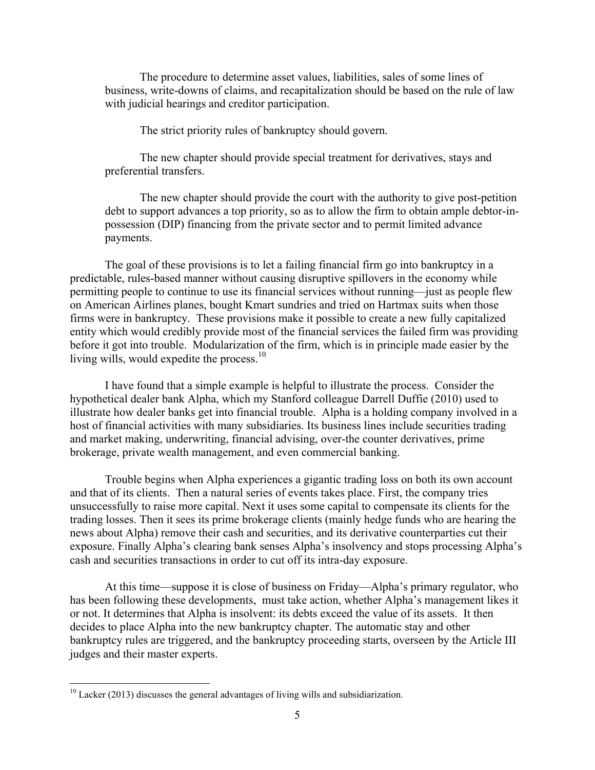The procedure to determine asset values, liabilities, sales of some lines of business, write-downs of claims, and recapitalization should be based on the rule of law with judicial hearings and creditor participation.

The strict priority rules of bankruptcy should govern.

The new chapter should provide special treatment for derivatives, stays and preferential transfers.

The new chapter should provide the court with the authority to give post-petition debt to support advances a top priority, so as to allow the firm to obtain ample debtor-in-possession (DIP) financing from the private sector and to permit limited advance payments.

The goal of these provisions is to let a failing financial firm go into bankruptcy in a predictable, rules-based manner without causing disruptive spillovers in the economy while permitting people to continue to use its financial services without running—just as people flew on American Airlines planes, bought Kmart sundries and tried on Hartmax suits when those firms were in bankruptcy. These provisions make it possible to create a new fully capitalized entity which would credibly provide most of the financial services the failed firm was providing before it got into trouble. Modularization of the firm, which is in principle made easier by the living wills, would expedite the process.[10]

I have found that a simple example is helpful to illustrate the process. Consider the hypothetical dealer bank Alpha, which my Stanford colleague Darrell Duffie (2010) used to illustrate how dealer banks get into financial trouble. Alpha is a holding company involved in a host of financial activities with many subsidiaries. Its business lines include securities trading and market making, underwriting, financial advising, over-the counter derivatives, prime brokerage, private wealth management, and even commercial banking.

Trouble begins when Alpha experiences a gigantic trading loss on both its own account and that of its clients. Then a natural series of events takes place. First, the company tries unsuccessfully to raise more capital. Next it uses some capital to compensate its clients for the trading losses. Then it sees its prime brokerage clients (mainly hedge funds who are hearing the news about Alpha) remove their cash and securities, and its derivative counterparties cut their exposure. Finally Alpha's clearing bank senses Alpha's insolvency and stops processing Alpha's cash and securities transactions in order to cut off its intra-day exposure.

At this time—suppose it is close of business on Friday—Alpha's primary regulator, who has been following these developments, must take action, whether Alpha's management likes it or not. It determines that Alpha is insolvent: its debts exceed the value of its assets. It then decides to place Alpha into the new bankruptcy chapter. The automatic stay and other bankruptcy rules are triggered, and the bankruptcy proceeding starts, overseen by the Article III judges and their master experts.

[10] Lacker (2013) discusses the general advantages of living wills and subsidiarization.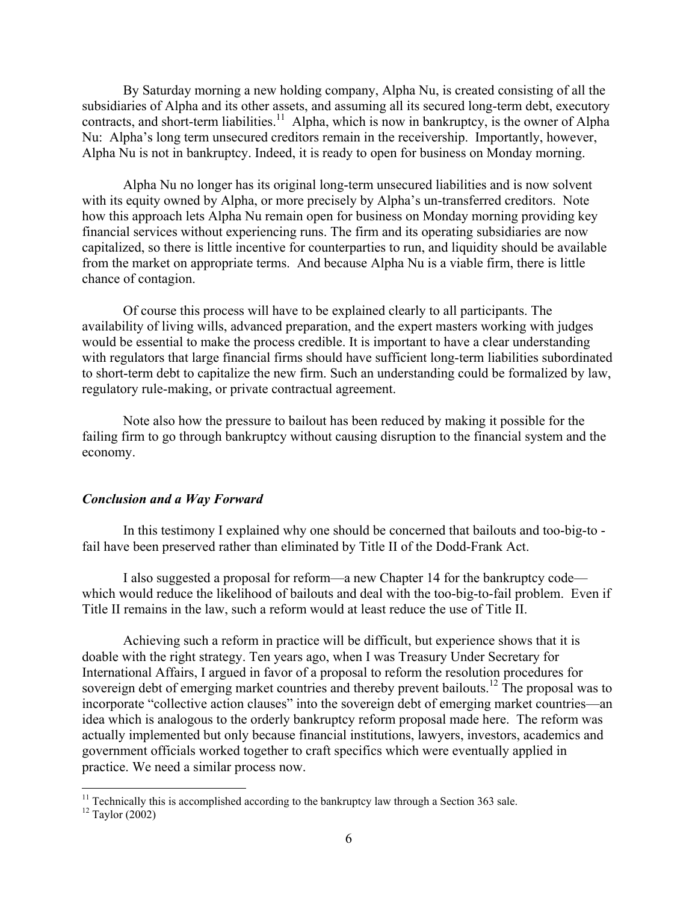By Saturday morning a new holding company, Alpha Nu, is created consisting of all the subsidiaries of Alpha and its other assets, and assuming all its secured long-term debt, executory contracts, and short-term liabilities.[11] Alpha, which is now in bankruptcy, is the owner of Alpha Nu: Alpha's long term unsecured creditors remain in the receivership. Importantly, however, Alpha Nu is not in bankruptcy. Indeed, it is ready to open for business on Monday morning.

Alpha Nu no longer has its original long-term unsecured liabilities and is now solvent with its equity owned by Alpha, or more precisely by Alpha's un-transferred creditors. Note how this approach lets Alpha Nu remain open for business on Monday morning providing key financial services without experiencing runs. The firm and its operating subsidiaries are now capitalized, so there is little incentive for counterparties to run, and liquidity should be available from the market on appropriate terms. And because Alpha Nu is a viable firm, there is little chance of contagion.

Of course this process will have to be explained clearly to all participants. The availability of living wills, advanced preparation, and the expert masters working with judges would be essential to make the process credible. It is important to have a clear understanding with regulators that large financial firms should have sufficient long-term liabilities subordinated to short-term debt to capitalize the new firm. Such an understanding could be formalized by law, regulatory rule-making, or private contractual agreement.

Note also how the pressure to bailout has been reduced by making it possible for the failing firm to go through bankruptcy without causing disruption to the financial system and the economy.

### *Conclusion and a Way Forward*

In this testimony I explained why one should be concerned that bailouts and too-big-to - fail have been preserved rather than eliminated by Title II of the Dodd-Frank Act.

I also suggested a proposal for reform—a new Chapter 14 for the bankruptcy code—which would reduce the likelihood of bailouts and deal with the too-big-to-fail problem. Even if Title II remains in the law, such a reform would at least reduce the use of Title II.

Achieving such a reform in practice will be difficult, but experience shows that it is doable with the right strategy. Ten years ago, when I was Treasury Under Secretary for International Affairs, I argued in favor of a proposal to reform the resolution procedures for sovereign debt of emerging market countries and thereby prevent bailouts.[12] The proposal was to incorporate "collective action clauses" into the sovereign debt of emerging market countries—an idea which is analogous to the orderly bankruptcy reform proposal made here. The reform was actually implemented but only because financial institutions, lawyers, investors, academics and government officials worked together to craft specifics which were eventually applied in practice. We need a similar process now.

---

[11] Technically this is accomplished according to the bankruptcy law through a Section 363 sale.

[12] Taylor (2002)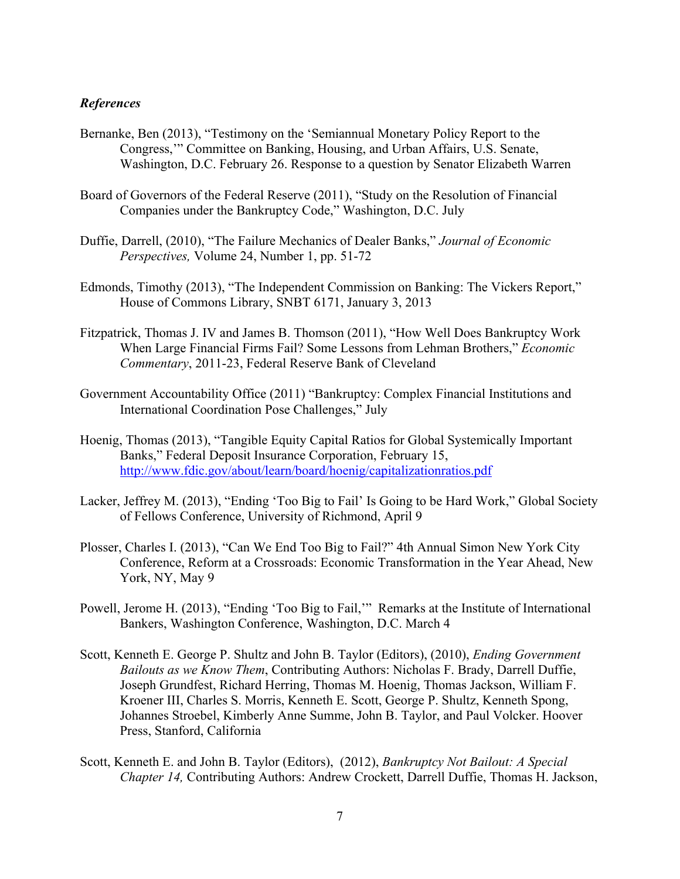### *References*

Bernanke, Ben (2013), "Testimony on the 'Semiannual Monetary Policy Report to the Congress,'" Committee on Banking, Housing, and Urban Affairs, U.S. Senate, Washington, D.C. February 26. Response to a question by Senator Elizabeth Warren

Board of Governors of the Federal Reserve (2011), "Study on the Resolution of Financial Companies under the Bankruptcy Code," Washington, D.C. July

Duffie, Darrell, (2010), "The Failure Mechanics of Dealer Banks," *Journal of Economic Perspectives,* Volume 24, Number 1, pp. 51-72

Edmonds, Timothy (2013), "The Independent Commission on Banking: The Vickers Report," House of Commons Library, SNBT 6171, January 3, 2013

Fitzpatrick, Thomas J. IV and James B. Thomson (2011), "How Well Does Bankruptcy Work When Large Financial Firms Fail? Some Lessons from Lehman Brothers," *Economic Commentary*, 2011-23, Federal Reserve Bank of Cleveland

Government Accountability Office (2011) "Bankruptcy: Complex Financial Institutions and International Coordination Pose Challenges," July

Hoenig, Thomas (2013), "Tangible Equity Capital Ratios for Global Systemically Important Banks," Federal Deposit Insurance Corporation, February 15, http://www.fdic.gov/about/learn/board/hoenig/capitalizationratios.pdf

Lacker, Jeffrey M. (2013), "Ending 'Too Big to Fail' Is Going to be Hard Work," Global Society of Fellows Conference, University of Richmond, April 9

Plosser, Charles I. (2013), "Can We End Too Big to Fail?" 4th Annual Simon New York City Conference, Reform at a Crossroads: Economic Transformation in the Year Ahead, New York, NY, May 9

Powell, Jerome H. (2013), "Ending 'Too Big to Fail,'" Remarks at the Institute of International Bankers, Washington Conference, Washington, D.C. March 4

Scott, Kenneth E. George P. Shultz and John B. Taylor (Editors), (2010), *Ending Government Bailouts as we Know Them*, Contributing Authors: Nicholas F. Brady, Darrell Duffie, Joseph Grundfest, Richard Herring, Thomas M. Hoenig, Thomas Jackson, William F. Kroener III, Charles S. Morris, Kenneth E. Scott, George P. Shultz, Kenneth Spong, Johannes Stroebel, Kimberly Anne Summe, John B. Taylor, and Paul Volcker. Hoover Press, Stanford, California

Scott, Kenneth E. and John B. Taylor (Editors), (2012), *Bankruptcy Not Bailout: A Special Chapter 14,* Contributing Authors: Andrew Crockett, Darrell Duffie, Thomas H. Jackson,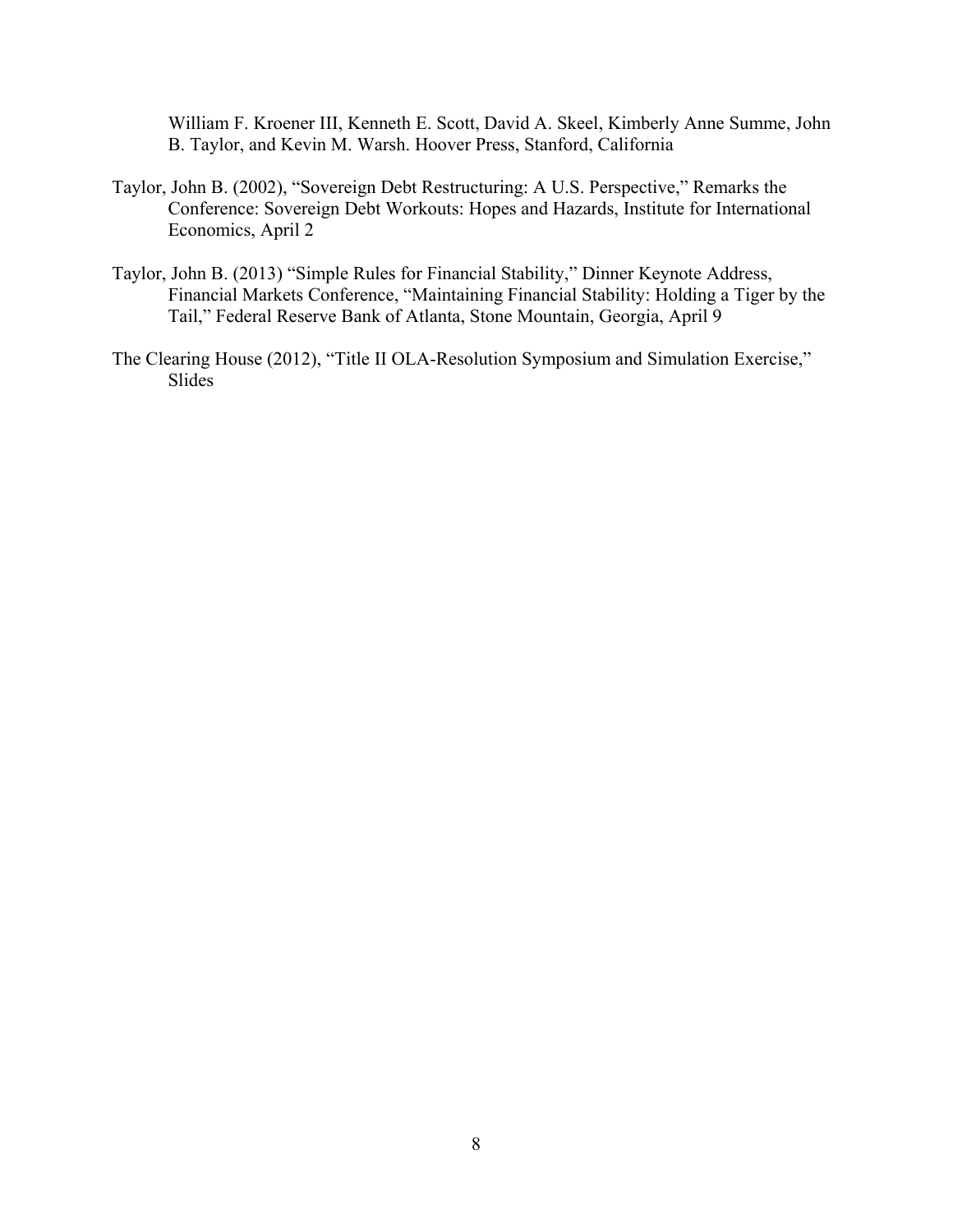William F. Kroener III, Kenneth E. Scott, David A. Skeel, Kimberly Anne Summe, John B. Taylor, and Kevin M. Warsh. Hoover Press, Stanford, California

Taylor, John B. (2002), "Sovereign Debt Restructuring: A U.S. Perspective," Remarks the Conference: Sovereign Debt Workouts: Hopes and Hazards, Institute for International Economics, April 2

Taylor, John B. (2013) "Simple Rules for Financial Stability," Dinner Keynote Address, Financial Markets Conference, "Maintaining Financial Stability: Holding a Tiger by the Tail," Federal Reserve Bank of Atlanta, Stone Mountain, Georgia, April 9

The Clearing House (2012), "Title II OLA-Resolution Symposium and Simulation Exercise," Slides